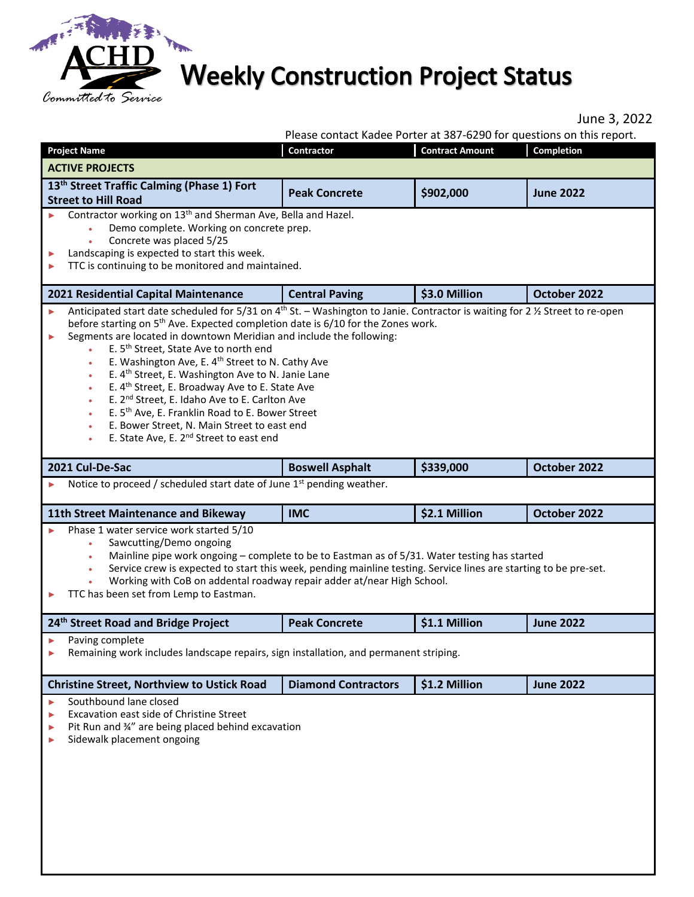# Weekly Construction Project Status

ACHD — Committed to Service

June 3, 2022

Please contact Kadee Porter at 387-6290 for questions on this report.

| Project Name | Contractor | Contract Amount | Completion |
|---|---|---|---|
| **ACTIVE PROJECTS** | | | |
| **13th Street Traffic Calming (Phase 1) Fort Street to Hill Road** | **Peak Concrete** | **$902,000** | **June 2022** |

- Contractor working on 13th and Sherman Ave, Bella and Hazel.
  - Demo complete. Working on concrete prep.
  - Concrete was placed 5/25
- Landscaping is expected to start this week.
- TTC is continuing to be monitored and maintained.

| Project Name | Contractor | Contract Amount | Completion |
|---|---|---|---|
| **2021 Residential Capital Maintenance** | **Central Paving** | **$3.0 Million** | **October 2022** |

- Anticipated start date scheduled for 5/31 on 4th St. – Washington to Janie. Contractor is waiting for 2 ½ Street to re-open before starting on 5th Ave. Expected completion date is 6/10 for the Zones work.
- Segments are located in downtown Meridian and include the following:
  - E. 5th Street, State Ave to north end
  - E. Washington Ave, E. 4th Street to N. Cathy Ave
  - E. 4th Street, E. Washington Ave to N. Janie Lane
  - E. 4th Street, E. Broadway Ave to E. State Ave
  - E. 2nd Street, E. Idaho Ave to E. Carlton Ave
  - E. 5th Ave, E. Franklin Road to E. Bower Street
  - E. Bower Street, N. Main Street to east end
  - E. State Ave, E. 2nd Street to east end

| Project Name | Contractor | Contract Amount | Completion |
|---|---|---|---|
| **2021 Cul-De-Sac** | **Boswell Asphalt** | **$339,000** | **October 2022** |

- Notice to proceed / scheduled start date of June 1st pending weather.

| Project Name | Contractor | Contract Amount | Completion |
|---|---|---|---|
| **11th Street Maintenance and Bikeway** | **IMC** | **$2.1 Million** | **October 2022** |

- Phase 1 water service work started 5/10
  - Sawcutting/Demo ongoing
  - Mainline pipe work ongoing – complete to be to Eastman as of 5/31. Water testing has started
  - Service crew is expected to start this week, pending mainline testing. Service lines are starting to be pre-set.
  - Working with CoB on addental roadway repair adder at/near High School.
- TTC has been set from Lemp to Eastman.

| Project Name | Contractor | Contract Amount | Completion |
|---|---|---|---|
| **24th Street Road and Bridge Project** | **Peak Concrete** | **$1.1 Million** | **June 2022** |

- Paving complete
- Remaining work includes landscape repairs, sign installation, and permanent striping.

| Project Name | Contractor | Contract Amount | Completion |
|---|---|---|---|
| **Christine Street, Northview to Ustick Road** | **Diamond Contractors** | **$1.2 Million** | **June 2022** |

- Southbound lane closed
- Excavation east side of Christine Street
- Pit Run and ¾" are being placed behind excavation
- Sidewalk placement ongoing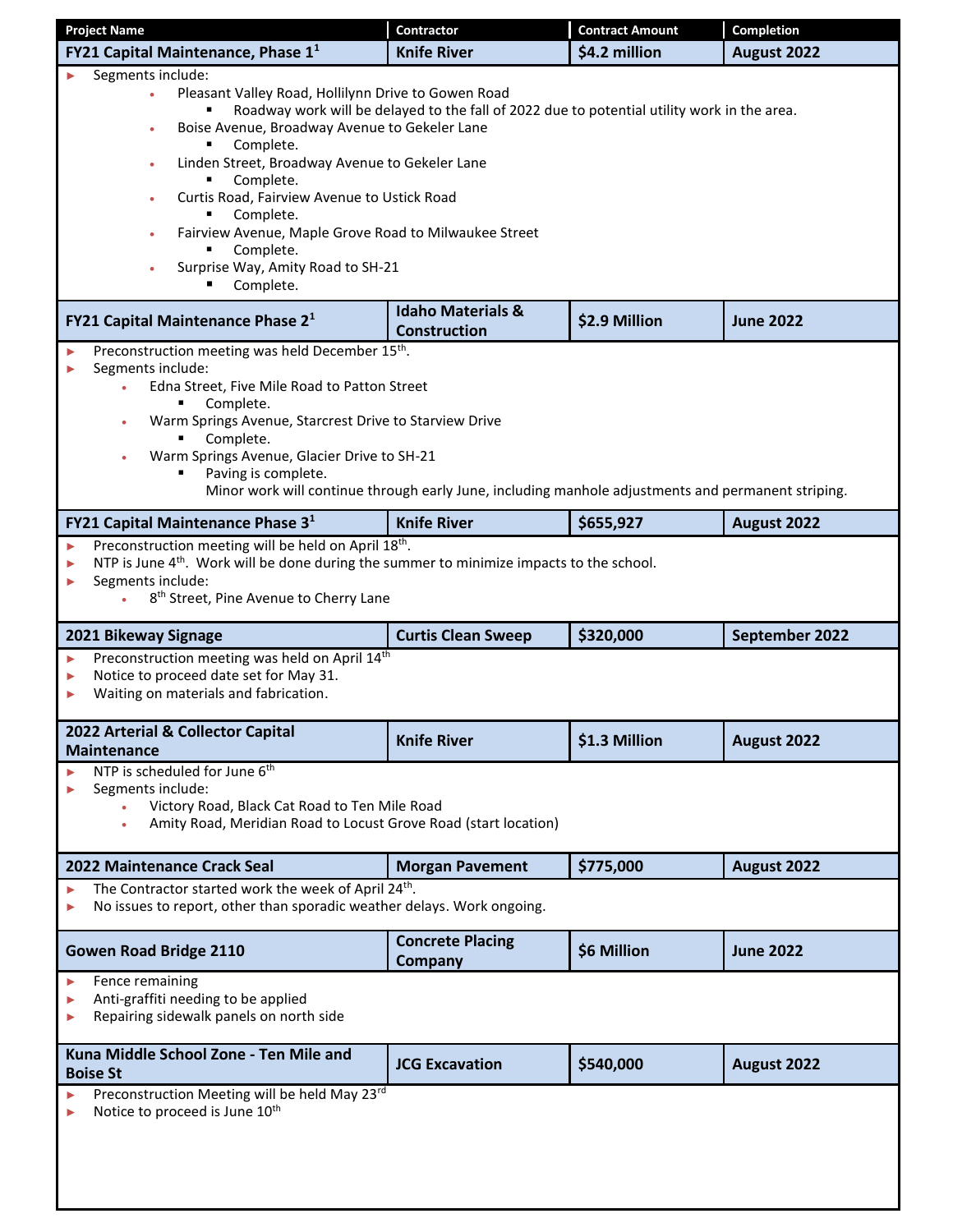| Project Name | Contractor | Contract Amount | Completion |
|---|---|---|---|
| **FY21 Capital Maintenance, Phase 1[1]** | **Knife River** | **$4.2 million** | **August 2022** |

- Segments include:
  - Pleasant Valley Road, Hollilynn Drive to Gowen Road
    - Roadway work will be delayed to the fall of 2022 due to potential utility work in the area.
  - Boise Avenue, Broadway Avenue to Gekeler Lane
    - Complete.
  - Linden Street, Broadway Avenue to Gekeler Lane
    - Complete.
  - Curtis Road, Fairview Avenue to Ustick Road
    - Complete.
  - Fairview Avenue, Maple Grove Road to Milwaukee Street
    - Complete.
  - Surprise Way, Amity Road to SH-21
    - Complete.

| Project Name | Contractor | Contract Amount | Completion |
|---|---|---|---|
| **FY21 Capital Maintenance Phase 2[1]** | **Idaho Materials & Construction** | **$2.9 Million** | **June 2022** |

- Preconstruction meeting was held December 15th.
- Segments include:
  - Edna Street, Five Mile Road to Patton Street
    - Complete.
  - Warm Springs Avenue, Starcrest Drive to Starview Drive
    - Complete.
  - Warm Springs Avenue, Glacier Drive to SH-21
    - Paving is complete.
      Minor work will continue through early June, including manhole adjustments and permanent striping.

| Project Name | Contractor | Contract Amount | Completion |
|---|---|---|---|
| **FY21 Capital Maintenance Phase 3[1]** | **Knife River** | **$655,927** | **August 2022** |

- Preconstruction meeting will be held on April 18th.
- NTP is June 4th. Work will be done during the summer to minimize impacts to the school.
- Segments include:
  - 8th Street, Pine Avenue to Cherry Lane

| Project Name | Contractor | Contract Amount | Completion |
|---|---|---|---|
| **2021 Bikeway Signage** | **Curtis Clean Sweep** | **$320,000** | **September 2022** |

- Preconstruction meeting was held on April 14th
- Notice to proceed date set for May 31.
- Waiting on materials and fabrication.

| Project Name | Contractor | Contract Amount | Completion |
|---|---|---|---|
| **2022 Arterial & Collector Capital Maintenance** | **Knife River** | **$1.3 Million** | **August 2022** |

- NTP is scheduled for June 6th
- Segments include:
  - Victory Road, Black Cat Road to Ten Mile Road
  - Amity Road, Meridian Road to Locust Grove Road (start location)

| Project Name | Contractor | Contract Amount | Completion |
|---|---|---|---|
| **2022 Maintenance Crack Seal** | **Morgan Pavement** | **$775,000** | **August 2022** |

- The Contractor started work the week of April 24th.
- No issues to report, other than sporadic weather delays. Work ongoing.

| Project Name | Contractor | Contract Amount | Completion |
|---|---|---|---|
| **Gowen Road Bridge 2110** | **Concrete Placing Company** | **$6 Million** | **June 2022** |

- Fence remaining
- Anti-graffiti needing to be applied
- Repairing sidewalk panels on north side

| Project Name | Contractor | Contract Amount | Completion |
|---|---|---|---|
| **Kuna Middle School Zone - Ten Mile and Boise St** | **JCG Excavation** | **$540,000** | **August 2022** |

- Preconstruction Meeting will be held May 23rd
- Notice to proceed is June 10th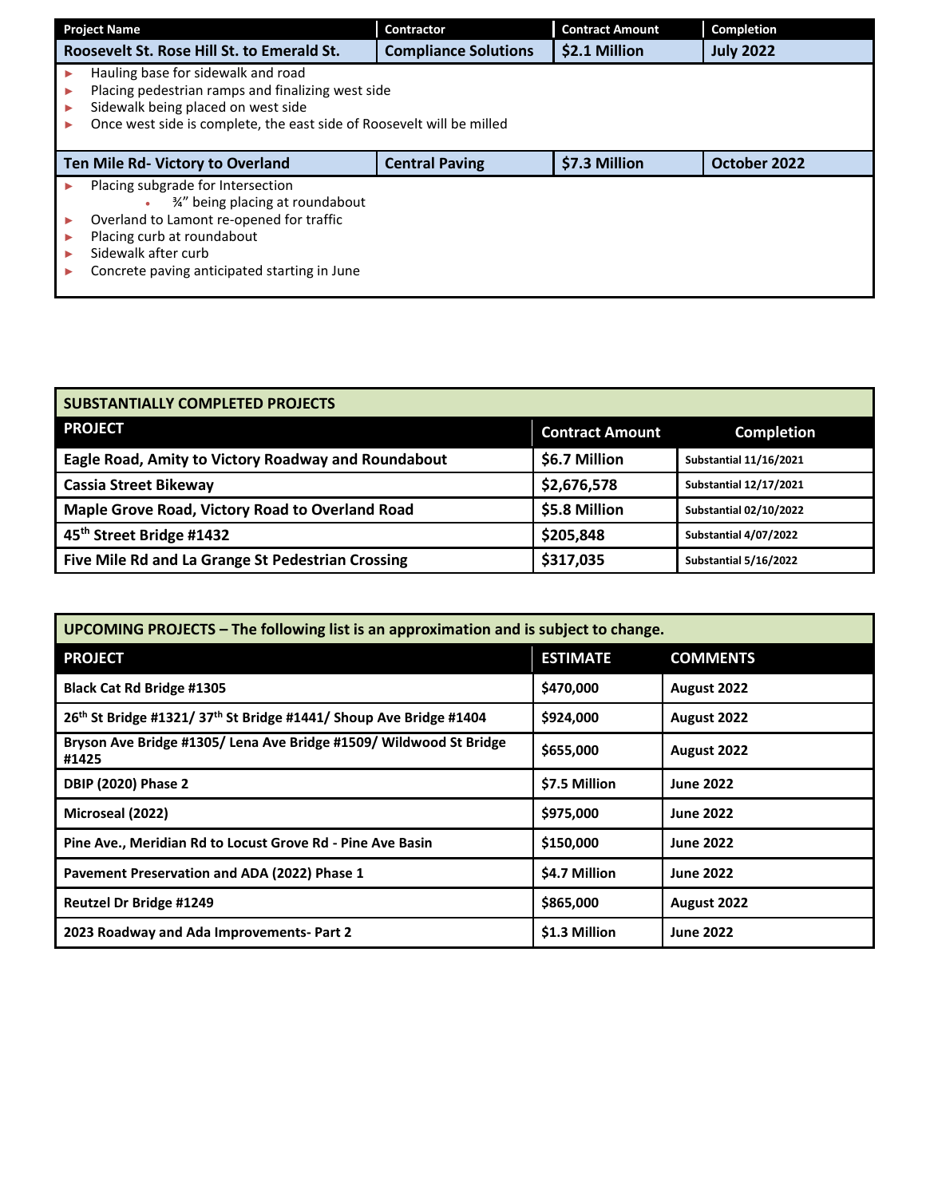| Project Name | Contractor | Contract Amount | Completion |
| --- | --- | --- | --- |
| **Roosevelt St. Rose Hill St. to Emerald St.** | **Compliance Solutions** | **$2.1 Million** | **July 2022** |

- Hauling base for sidewalk and road
- Placing pedestrian ramps and finalizing west side
- Sidewalk being placed on west side
- Once west side is complete, the east side of Roosevelt will be milled

| Project Name | Contractor | Contract Amount | Completion |
| --- | --- | --- | --- |
| **Ten Mile Rd- Victory to Overland** | **Central Paving** | **$7.3 Million** | **October 2022** |

- Placing subgrade for Intersection
  - ¾" being placing at roundabout
- Overland to Lamont re-opened for traffic
- Placing curb at roundabout
- Sidewalk after curb
- Concrete paving anticipated starting in June

| SUBSTANTIALLY COMPLETED PROJECTS | | |
| --- | --- | --- |
| **PROJECT** | **Contract Amount** | **Completion** |
| **Eagle Road, Amity to Victory Roadway and Roundabout** | **$6.7 Million** | **Substantial 11/16/2021** |
| **Cassia Street Bikeway** | **$2,676,578** | **Substantial 12/17/2021** |
| **Maple Grove Road, Victory Road to Overland Road** | **$5.8 Million** | **Substantial 02/10/2022** |
| **45th Street Bridge #1432** | **$205,848** | **Substantial 4/07/2022** |
| **Five Mile Rd and La Grange St Pedestrian Crossing** | **$317,035** | **Substantial 5/16/2022** |

| UPCOMING PROJECTS – The following list is an approximation and is subject to change. | | |
| --- | --- | --- |
| **PROJECT** | **ESTIMATE** | **COMMENTS** |
| **Black Cat Rd Bridge #1305** | **$470,000** | **August 2022** |
| **26th St Bridge #1321/ 37th St Bridge #1441/ Shoup Ave Bridge #1404** | **$924,000** | **August 2022** |
| **Bryson Ave Bridge #1305/ Lena Ave Bridge #1509/ Wildwood St Bridge #1425** | **$655,000** | **August 2022** |
| **DBIP (2020) Phase 2** | **$7.5 Million** | **June 2022** |
| **Microseal (2022)** | **$975,000** | **June 2022** |
| **Pine Ave., Meridian Rd to Locust Grove Rd - Pine Ave Basin** | **$150,000** | **June 2022** |
| **Pavement Preservation and ADA (2022) Phase 1** | **$4.7 Million** | **June 2022** |
| **Reutzel Dr Bridge #1249** | **$865,000** | **August 2022** |
| **2023 Roadway and Ada Improvements- Part 2** | **$1.3 Million** | **June 2022** |